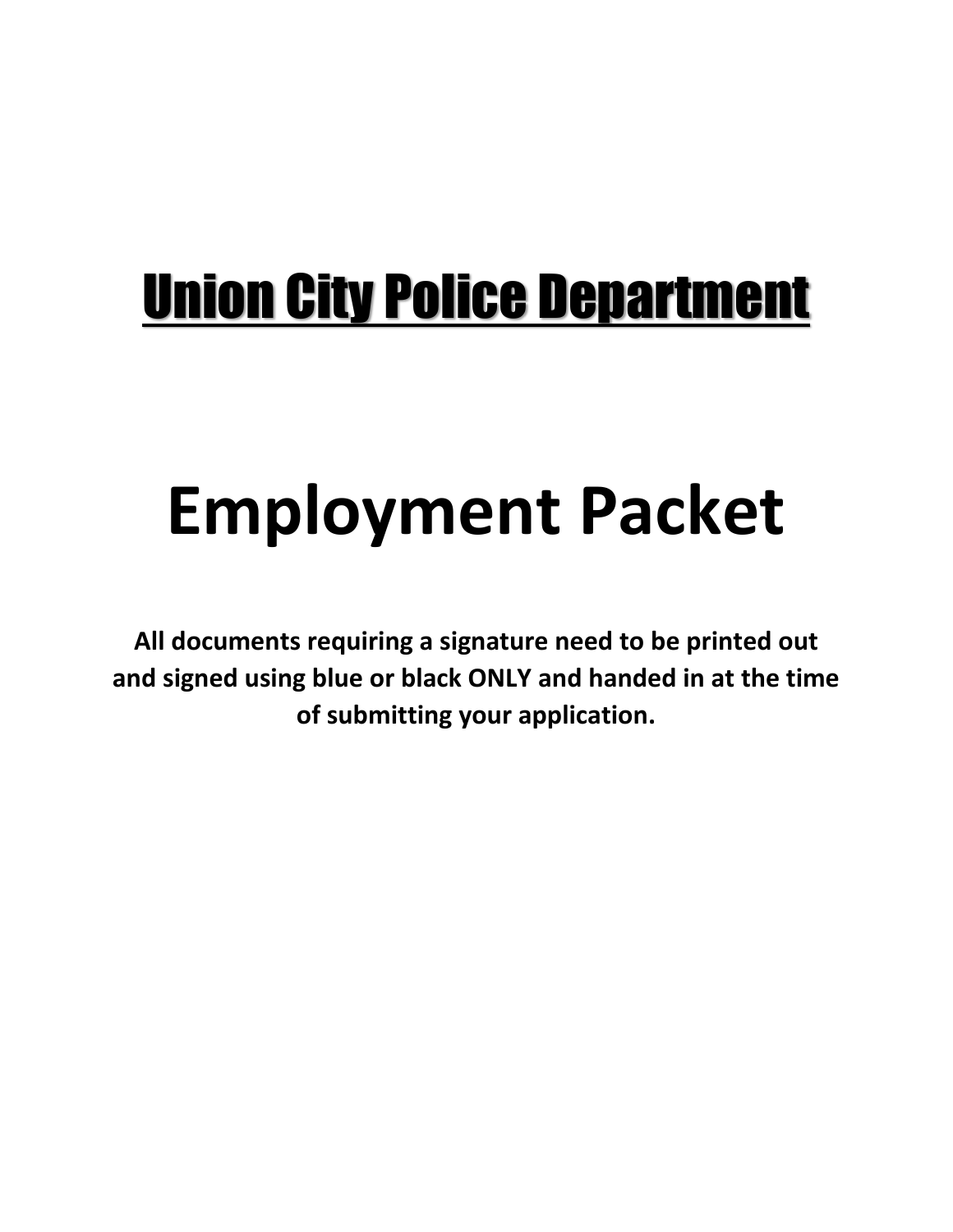# Union City Police Department

# Employment Packet

**All documents requiring a signature need to be printed out and signed using blue or black ONLY and handed in at the time of submitting your application.**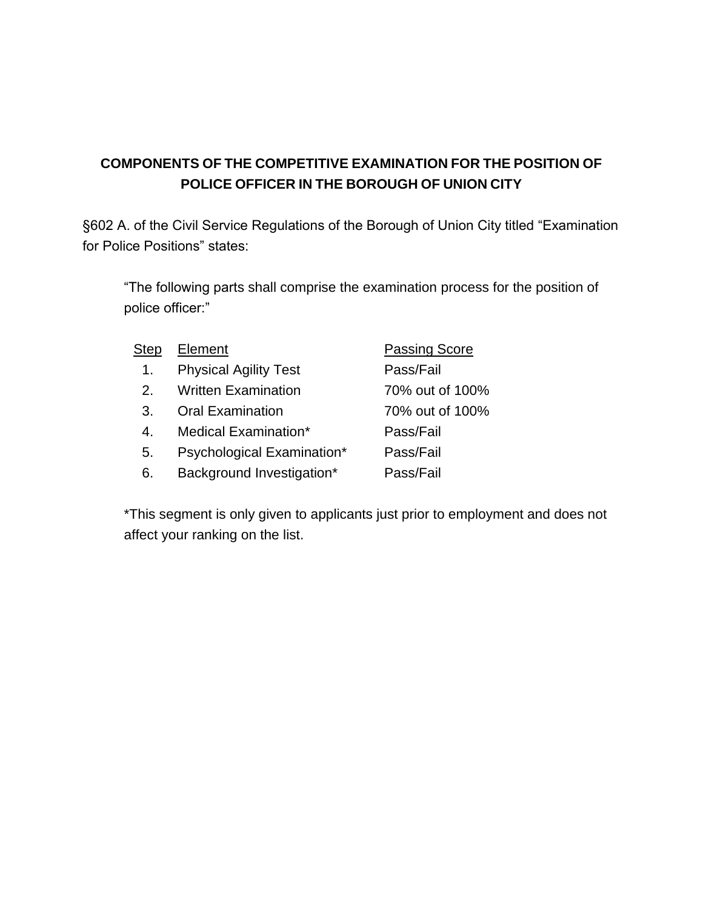## COMPONENTS OF THE COMPETITIVE EXAMINATION FOR THE POSITION OF POLICE OFFICER IN THE BOROUGH OF UNION CITY

§602 A. of the Civil Service Regulations of the Borough of Union City titled "Examination for Police Positions" states:

> "The following parts shall comprise the examination process for the position of police officer:"

| Step | Element | Passing Score |
|---|---|---|
| 1. | Physical Agility Test | Pass/Fail |
| 2. | Written Examination | 70% out of 100% |
| 3. | Oral Examination | 70% out of 100% |
| 4. | Medical Examination* | Pass/Fail |
| 5. | Psychological Examination* | Pass/Fail |
| 6. | Background Investigation* | Pass/Fail |

*This segment is only given to applicants just prior to employment and does not affect your ranking on the list.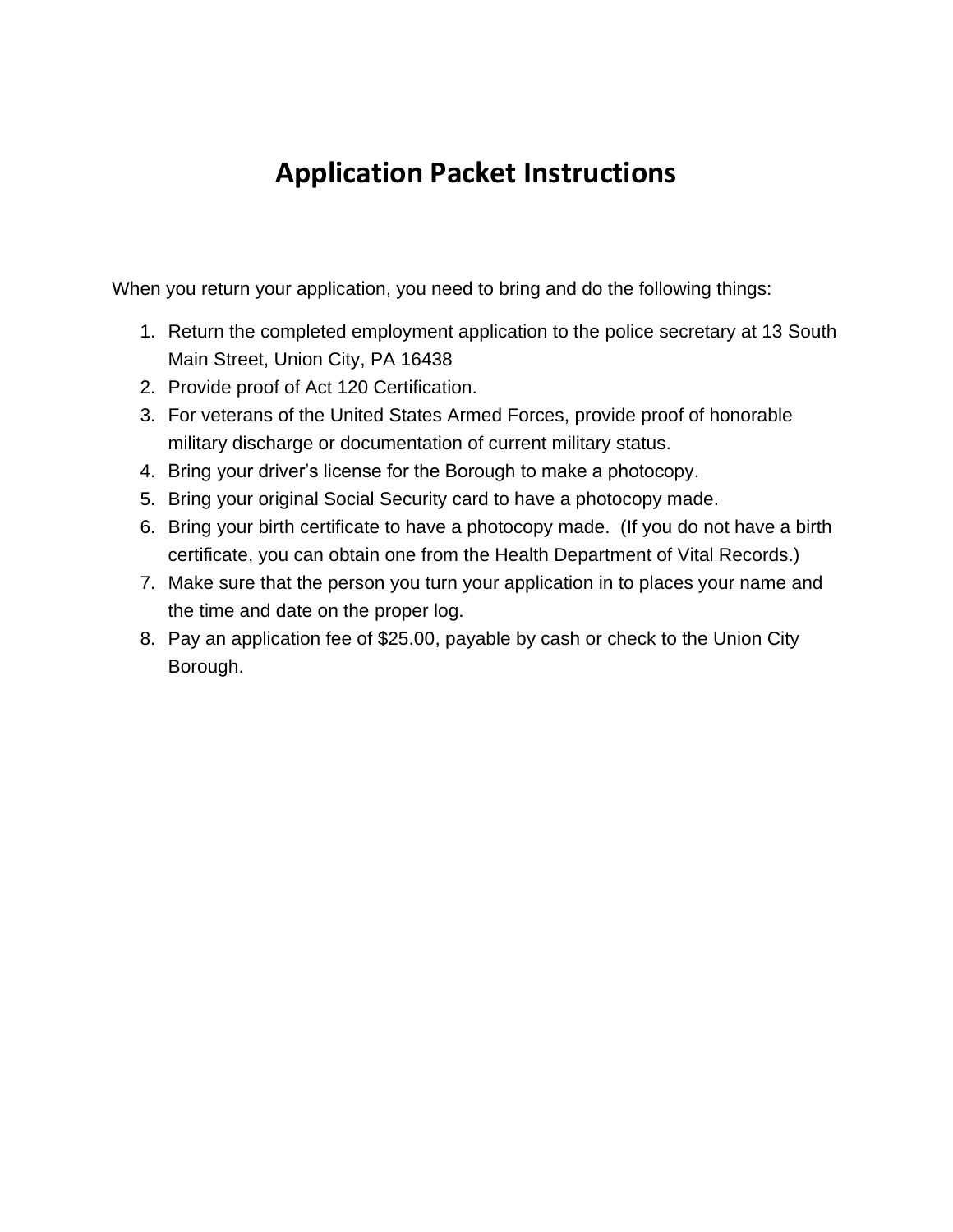# Application Packet Instructions

When you return your application, you need to bring and do the following things:

1. Return the completed employment application to the police secretary at 13 South Main Street, Union City, PA 16438
2. Provide proof of Act 120 Certification.
3. For veterans of the United States Armed Forces, provide proof of honorable military discharge or documentation of current military status.
4. Bring your driver's license for the Borough to make a photocopy.
5. Bring your original Social Security card to have a photocopy made.
6. Bring your birth certificate to have a photocopy made. (If you do not have a birth certificate, you can obtain one from the Health Department of Vital Records.)
7. Make sure that the person you turn your application in to places your name and the time and date on the proper log.
8. Pay an application fee of $25.00, payable by cash or check to the Union City Borough.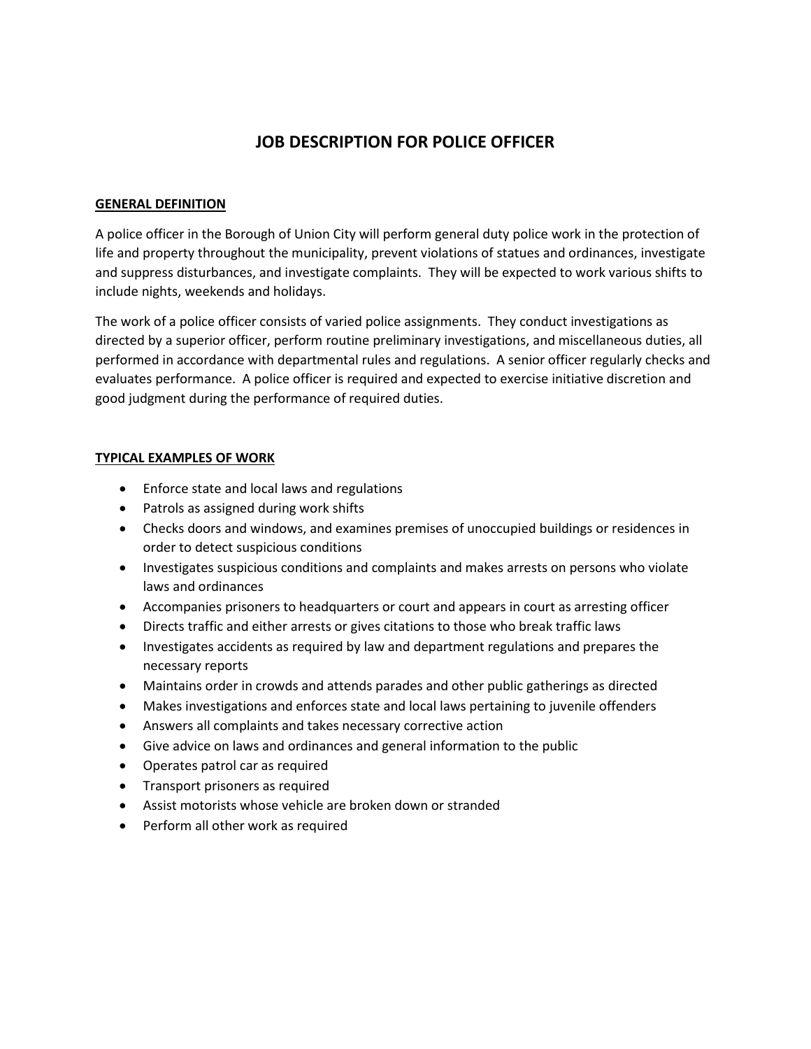# JOB DESCRIPTION FOR POLICE OFFICER

## GENERAL DEFINITION

A police officer in the Borough of Union City will perform general duty police work in the protection of life and property throughout the municipality, prevent violations of statues and ordinances, investigate and suppress disturbances, and investigate complaints. They will be expected to work various shifts to include nights, weekends and holidays.

The work of a police officer consists of varied police assignments. They conduct investigations as directed by a superior officer, perform routine preliminary investigations, and miscellaneous duties, all performed in accordance with departmental rules and regulations. A senior officer regularly checks and evaluates performance. A police officer is required and expected to exercise initiative discretion and good judgment during the performance of required duties.

## TYPICAL EXAMPLES OF WORK

- Enforce state and local laws and regulations
- Patrols as assigned during work shifts
- Checks doors and windows, and examines premises of unoccupied buildings or residences in order to detect suspicious conditions
- Investigates suspicious conditions and complaints and makes arrests on persons who violate laws and ordinances
- Accompanies prisoners to headquarters or court and appears in court as arresting officer
- Directs traffic and either arrests or gives citations to those who break traffic laws
- Investigates accidents as required by law and department regulations and prepares the necessary reports
- Maintains order in crowds and attends parades and other public gatherings as directed
- Makes investigations and enforces state and local laws pertaining to juvenile offenders
- Answers all complaints and takes necessary corrective action
- Give advice on laws and ordinances and general information to the public
- Operates patrol car as required
- Transport prisoners as required
- Assist motorists whose vehicle are broken down or stranded
- Perform all other work as required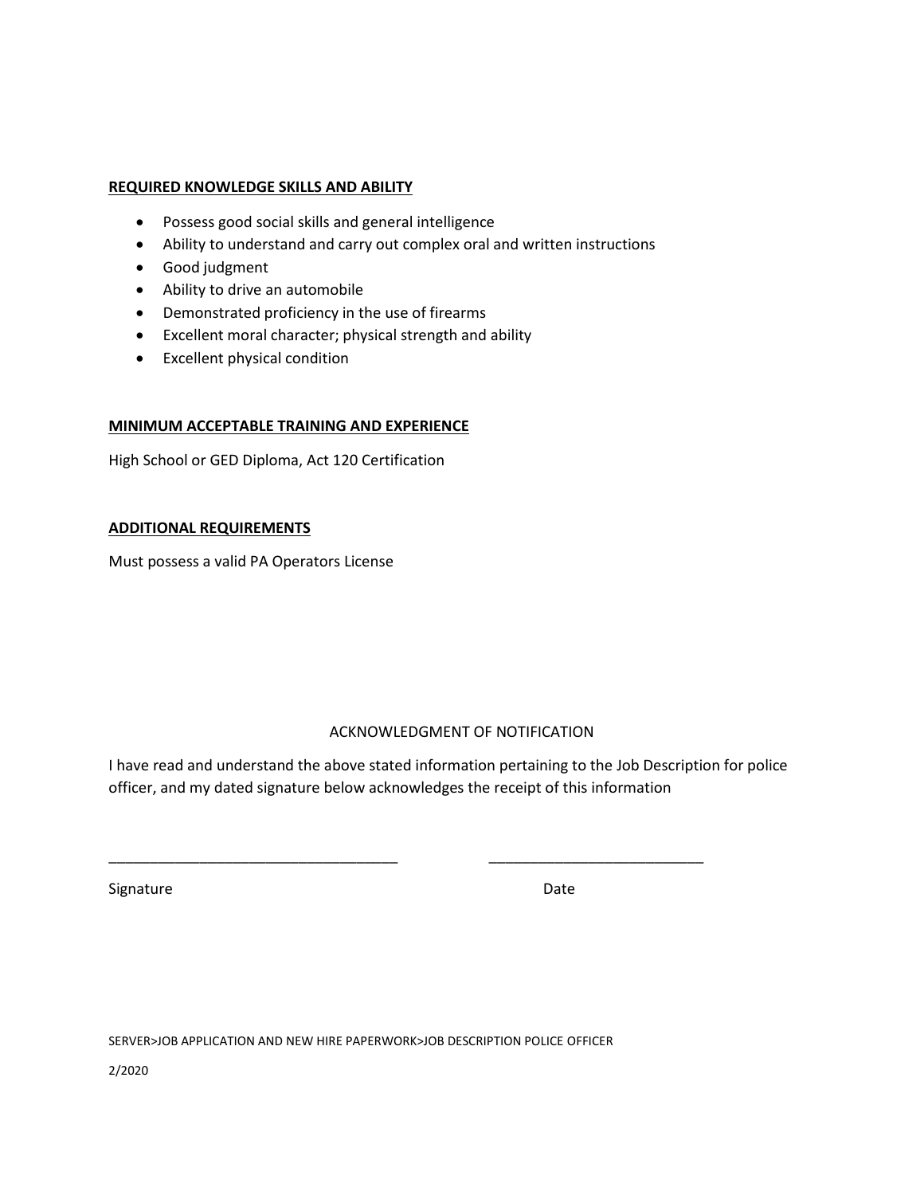**REQUIRED KNOWLEDGE SKILLS AND ABILITY**

- Possess good social skills and general intelligence
- Ability to understand and carry out complex oral and written instructions
- Good judgment
- Ability to drive an automobile
- Demonstrated proficiency in the use of firearms
- Excellent moral character; physical strength and ability
- Excellent physical condition

**MINIMUM ACCEPTABLE TRAINING AND EXPERIENCE**

High School or GED Diploma, Act 120 Certification

**ADDITIONAL REQUIREMENTS**

Must possess a valid PA Operators License

ACKNOWLEDGMENT OF NOTIFICATION

I have read and understand the above stated information pertaining to the Job Description for police officer, and my dated signature below acknowledges the receipt of this information

___________________________________ ___________________________

Signature Date

SERVER>JOB APPLICATION AND NEW HIRE PAPERWORK>JOB DESCRIPTION POLICE OFFICER

2/2020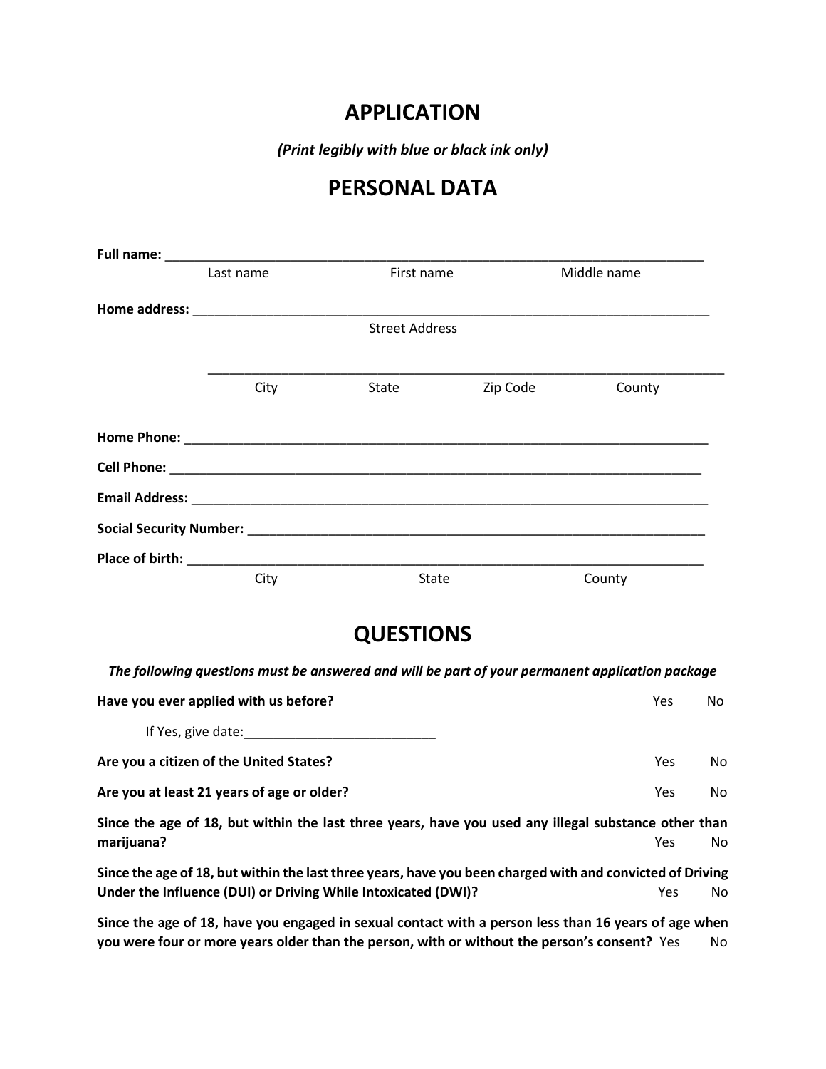# APPLICATION

*(Print legibly with blue or black ink only)*

# PERSONAL DATA

**Full name:** ____________________________________________________________________________

Last name First name Middle name

**Home address:** ____________________________________________________________________________

Street Address

____________________________________________________________________________

City State Zip Code County

**Home Phone:** ____________________________________________________________________________

**Cell Phone:** ____________________________________________________________________________

**Email Address:** ____________________________________________________________________________

**Social Security Number:** _________________________________________________________________

**Place of birth:** ____________________________________________________________________________

City State County

# QUESTIONS

***The following questions must be answered and will be part of your permanent application package***

**Have you ever applied with us before?** Yes No

If Yes, give date:__________________________

**Are you a citizen of the United States?** Yes No

**Are you at least 21 years of age or older?** Yes No

**Since the age of 18, but within the last three years, have you used any illegal substance other than marijuana?** Yes No

**Since the age of 18, but within the last three years, have you been charged with and convicted of Driving Under the Influence (DUI) or Driving While Intoxicated (DWI)?** Yes No

**Since the age of 18, have you engaged in sexual contact with a person less than 16 years of age when you were four or more years older than the person, with or without the person's consent?** Yes No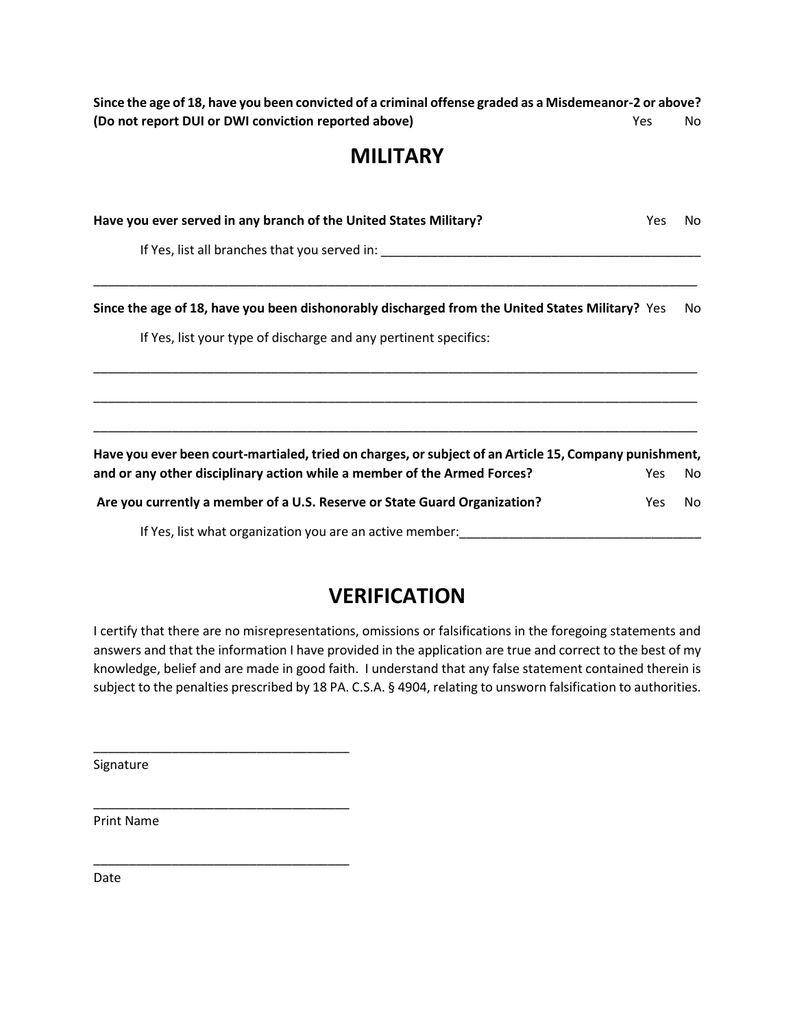**Since the age of 18, have you been convicted of a criminal offense graded as a Misdemeanor-2 or above? (Do not report DUI or DWI conviction reported above)** Yes No

## MILITARY

**Have you ever served in any branch of the United States Military?** Yes No

If Yes, list all branches that you served in: ____________________________________________

________________________________________________________________________________________

**Since the age of 18, have you been dishonorably discharged from the United States Military?** Yes No

If Yes, list your type of discharge and any pertinent specifics:

________________________________________________________________________________________

________________________________________________________________________________________

________________________________________________________________________________________

**Have you ever been court-martialed, tried on charges, or subject of an Article 15, Company punishment, and or any other disciplinary action while a member of the Armed Forces?** Yes No

**Are you currently a member of a U.S. Reserve or State Guard Organization?** Yes No

If Yes, list what organization you are an active member:__________________________________

## VERIFICATION

I certify that there are no misrepresentations, omissions or falsifications in the foregoing statements and answers and that the information I have provided in the application are true and correct to the best of my knowledge, belief and are made in good faith. I understand that any false statement contained therein is subject to the penalties prescribed by 18 PA. C.S.A. § 4904, relating to unsworn falsification to authorities.

____________________________________
Signature

____________________________________
Print Name

____________________________________
Date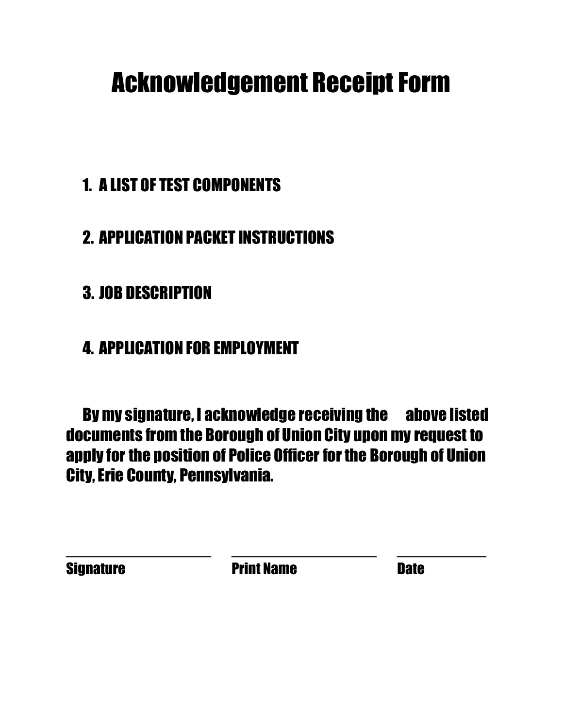# Acknowledgement Receipt Form

1. A LIST OF TEST COMPONENTS

2. APPLICATION PACKET INSTRUCTIONS

3. JOB DESCRIPTION

4. APPLICATION FOR EMPLOYMENT

By my signature, I acknowledge receiving the above listed documents from the Borough of Union City upon my request to apply for the position of Police Officer for the Borough of Union City, Erie County, Pennsylvania.

______________________ ______________________ ______________

Signature Print Name Date